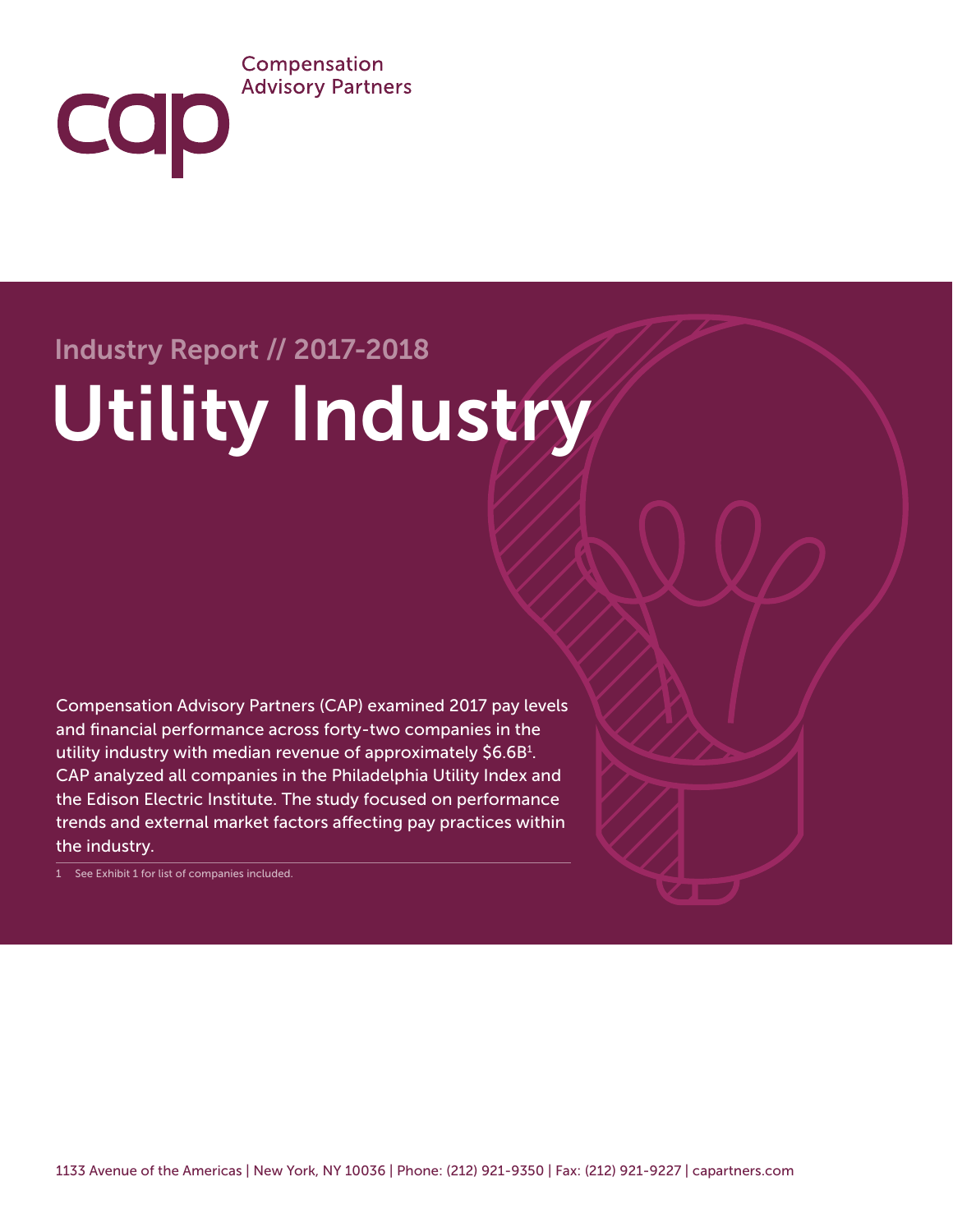Compensation Advisory Partners

Industry Report // 2017-2018

# Utility Industry

Compensation Advisory Partners (CAP) examined 2017 pay levels and financial performance across forty-two companies in the utility industry with median revenue of approximately $6.6B[1]. CAP analyzed all companies in the Philadelphia Utility Index and the Edison Electric Institute. The study focused on performance trends and external market factors affecting pay practices within the industry.

1 See Exhibit 1 for list of companies included.

1133 Avenue of the Americas | New York, NY 10036 | Phone: (212) 921-9350 | Fax: (212) 921-9227 | capartners.com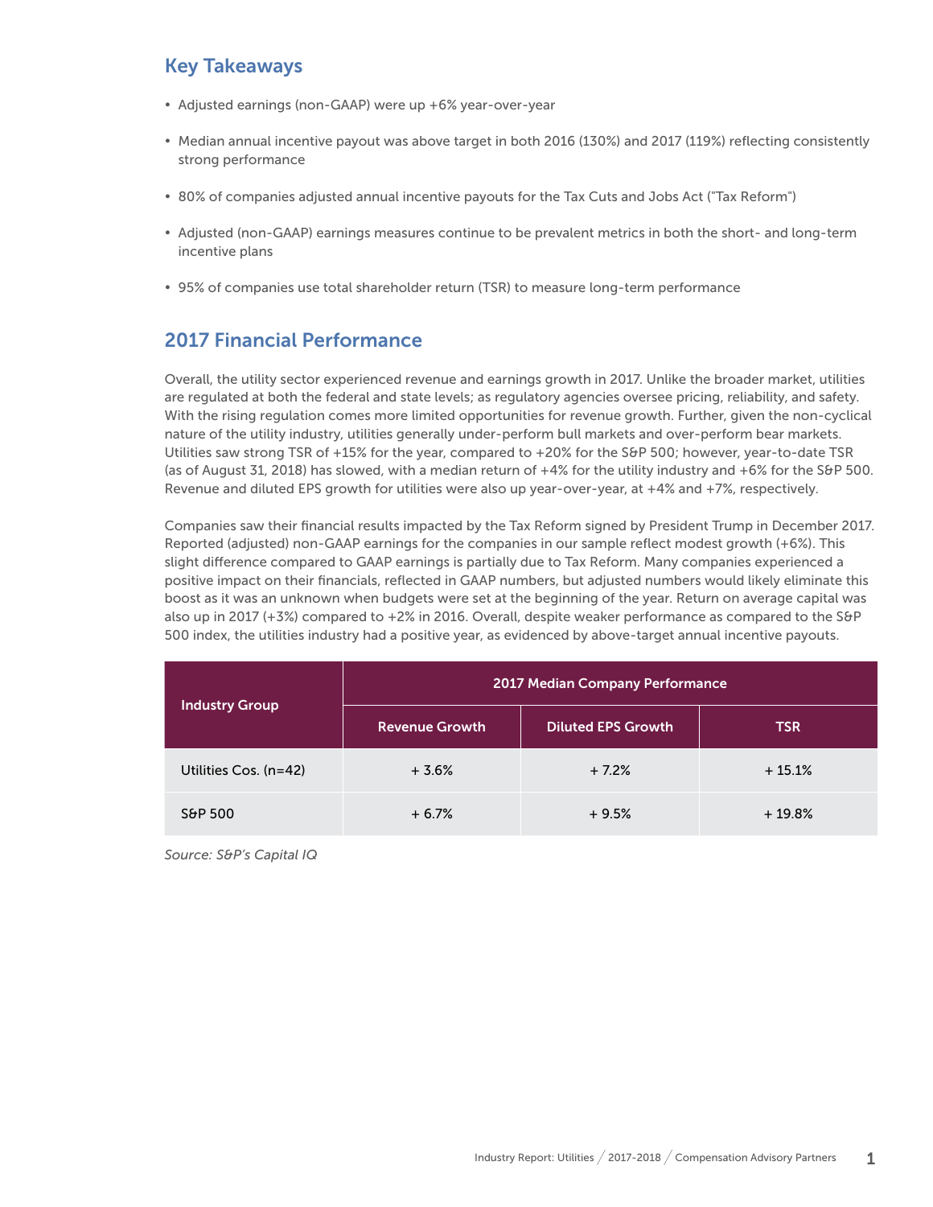## Key Takeaways

- Adjusted earnings (non-GAAP) were up +6% year-over-year
- Median annual incentive payout was above target in both 2016 (130%) and 2017 (119%) reflecting consistently strong performance
- 80% of companies adjusted annual incentive payouts for the Tax Cuts and Jobs Act ("Tax Reform")
- Adjusted (non-GAAP) earnings measures continue to be prevalent metrics in both the short- and long-term incentive plans
- 95% of companies use total shareholder return (TSR) to measure long-term performance

## 2017 Financial Performance

Overall, the utility sector experienced revenue and earnings growth in 2017. Unlike the broader market, utilities are regulated at both the federal and state levels; as regulatory agencies oversee pricing, reliability, and safety. With the rising regulation comes more limited opportunities for revenue growth. Further, given the non-cyclical nature of the utility industry, utilities generally under-perform bull markets and over-perform bear markets. Utilities saw strong TSR of +15% for the year, compared to +20% for the S&P 500; however, year-to-date TSR (as of August 31, 2018) has slowed, with a median return of +4% for the utility industry and +6% for the S&P 500. Revenue and diluted EPS growth for utilities were also up year-over-year, at +4% and +7%, respectively.

Companies saw their financial results impacted by the Tax Reform signed by President Trump in December 2017. Reported (adjusted) non-GAAP earnings for the companies in our sample reflect modest growth (+6%). This slight difference compared to GAAP earnings is partially due to Tax Reform. Many companies experienced a positive impact on their financials, reflected in GAAP numbers, but adjusted numbers would likely eliminate this boost as it was an unknown when budgets were set at the beginning of the year. Return on average capital was also up in 2017 (+3%) compared to +2% in 2016. Overall, despite weaker performance as compared to the S&P 500 index, the utilities industry had a positive year, as evidenced by above-target annual incentive payouts.

| Industry Group | 2017 Median Company Performance | | |
|---|---|---|---|
| | Revenue Growth | Diluted EPS Growth | TSR |
| Utilities Cos. (n=42) | + 3.6% | + 7.2% | + 15.1% |
| S&P 500 | + 6.7% | + 9.5% | + 19.8% |

*Source: S&P's Capital IQ*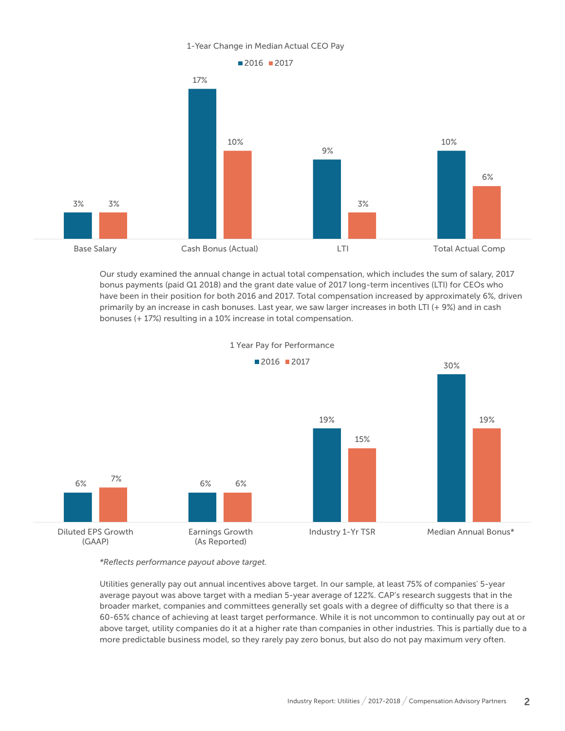## 1-Year Change in Median Actual CEO Pay

| | 2016 | 2017 |
|---|---|---|
| Base Salary | 3% | 3% |
| Cash Bonus (Actual) | 17% | 10% |
| LTI | 9% | 3% |
| Total Actual Comp | 10% | 6% |

Our study examined the annual change in actual total compensation, which includes the sum of salary, 2017 bonus payments (paid Q1 2018) and the grant date value of 2017 long-term incentives (LTI) for CEOs who have been in their position for both 2016 and 2017. Total compensation increased by approximately 6%, driven primarily by an increase in cash bonuses. Last year, we saw larger increases in both LTI (+ 9%) and in cash bonuses (+ 17%) resulting in a 10% increase in total compensation.

## 1 Year Pay for Performance

| | 2016 | 2017 |
|---|---|---|
| Diluted EPS Growth (GAAP) | 6% | 7% |
| Earnings Growth (As Reported) | 6% | 6% |
| Industry 1-Yr TSR | 19% | 15% |
| Median Annual Bonus* | 30% | 19% |

*Reflects performance payout above target.*

Utilities generally pay out annual incentives above target. In our sample, at least 75% of companies' 5-year average payout was above target with a median 5-year average of 122%. CAP's research suggests that in the broader market, companies and committees generally set goals with a degree of difficulty so that there is a 60-65% chance of achieving at least target performance. While it is not uncommon to continually pay out at or above target, utility companies do it at a higher rate than companies in other industries. This is partially due to a more predictable business model, so they rarely pay zero bonus, but also do not pay maximum very often.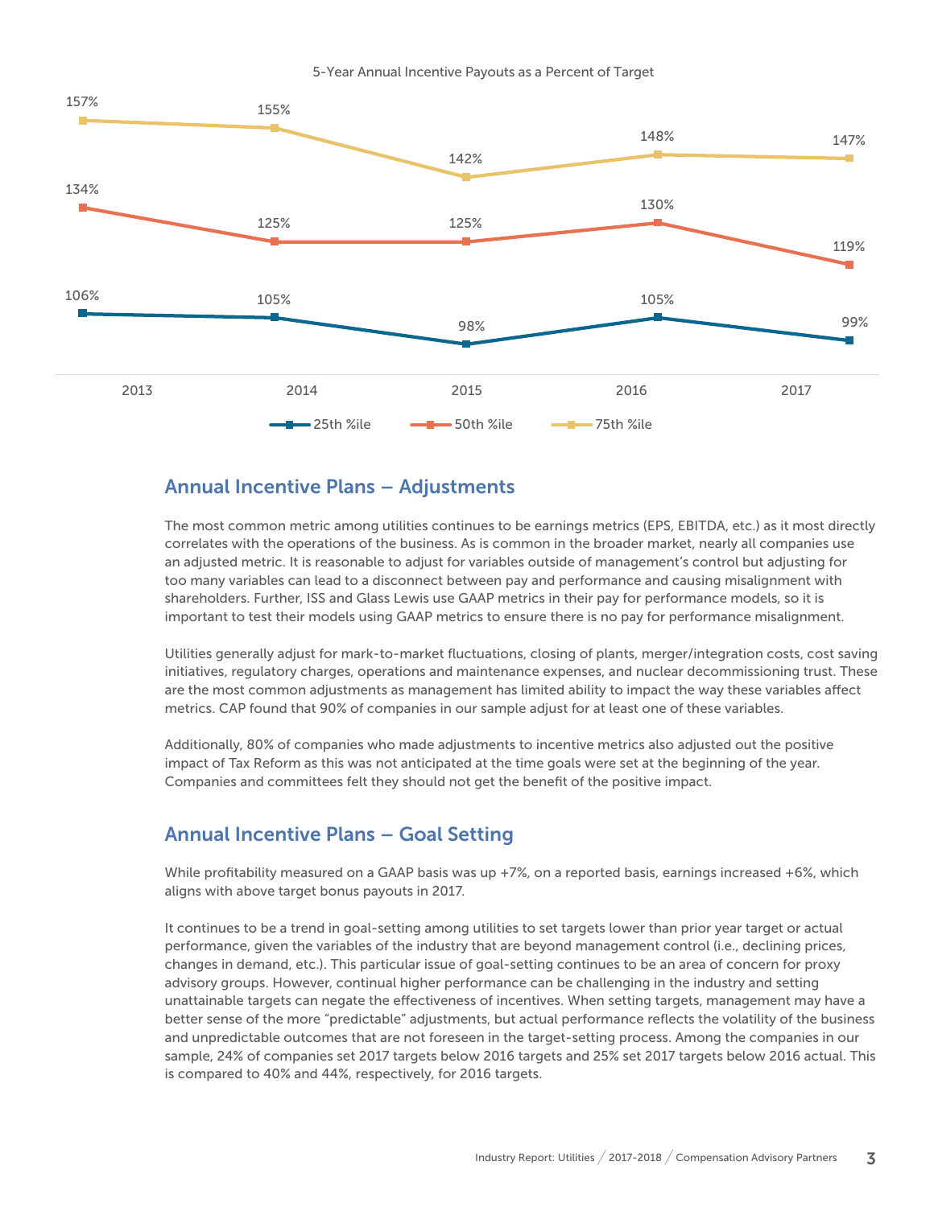5-Year Annual Incentive Payouts as a Percent of Target

| | 2013 | 2014 | 2015 | 2016 | 2017 |
|---|---|---|---|---|---|
| 25th %ile | 106% | 105% | 98% | 105% | 99% |
| 50th %ile | 134% | 125% | 125% | 130% | 119% |
| 75th %ile | 157% | 155% | 142% | 148% | 147% |

## Annual Incentive Plans – Adjustments

The most common metric among utilities continues to be earnings metrics (EPS, EBITDA, etc.) as it most directly correlates with the operations of the business. As is common in the broader market, nearly all companies use an adjusted metric. It is reasonable to adjust for variables outside of management's control but adjusting for too many variables can lead to a disconnect between pay and performance and causing misalignment with shareholders. Further, ISS and Glass Lewis use GAAP metrics in their pay for performance models, so it is important to test their models using GAAP metrics to ensure there is no pay for performance misalignment.

Utilities generally adjust for mark-to-market fluctuations, closing of plants, merger/integration costs, cost saving initiatives, regulatory charges, operations and maintenance expenses, and nuclear decommissioning trust. These are the most common adjustments as management has limited ability to impact the way these variables affect metrics. CAP found that 90% of companies in our sample adjust for at least one of these variables.

Additionally, 80% of companies who made adjustments to incentive metrics also adjusted out the positive impact of Tax Reform as this was not anticipated at the time goals were set at the beginning of the year. Companies and committees felt they should not get the benefit of the positive impact.

## Annual Incentive Plans – Goal Setting

While profitability measured on a GAAP basis was up +7%, on a reported basis, earnings increased +6%, which aligns with above target bonus payouts in 2017.

It continues to be a trend in goal-setting among utilities to set targets lower than prior year target or actual performance, given the variables of the industry that are beyond management control (i.e., declining prices, changes in demand, etc.). This particular issue of goal-setting continues to be an area of concern for proxy advisory groups. However, continual higher performance can be challenging in the industry and setting unattainable targets can negate the effectiveness of incentives. When setting targets, management may have a better sense of the more "predictable" adjustments, but actual performance reflects the volatility of the business and unpredictable outcomes that are not foreseen in the target-setting process. Among the companies in our sample, 24% of companies set 2017 targets below 2016 targets and 25% set 2017 targets below 2016 actual. This is compared to 40% and 44%, respectively, for 2016 targets.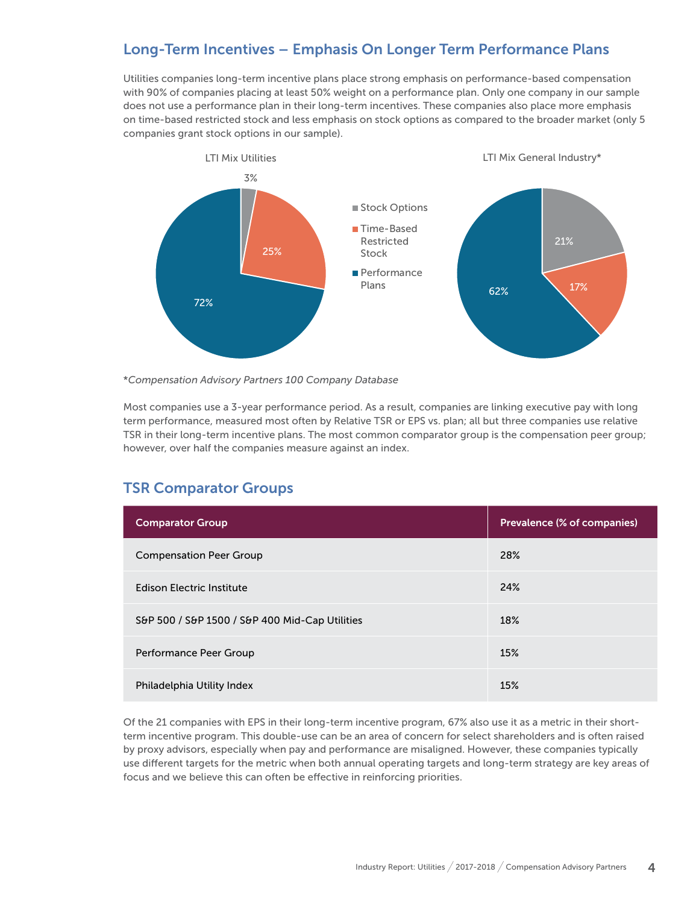## Long-Term Incentives – Emphasis On Longer Term Performance Plans

Utilities companies long-term incentive plans place strong emphasis on performance-based compensation with 90% of companies placing at least 50% weight on a performance plan. Only one company in our sample does not use a performance plan in their long-term incentives. These companies also place more emphasis on time-based restricted stock and less emphasis on stock options as compared to the broader market (only 5 companies grant stock options in our sample).

LTI Mix Utilities

- Stock Options: 3%
- Time-Based Restricted Stock: 25%
- Performance Plans: 72%

LTI Mix General Industry*

- Stock Options: 21%
- Time-Based Restricted Stock: 17%
- Performance Plans: 62%

*\*Compensation Advisory Partners 100 Company Database*

Most companies use a 3-year performance period. As a result, companies are linking executive pay with long term performance, measured most often by Relative TSR or EPS vs. plan; all but three companies use relative TSR in their long-term incentive plans. The most common comparator group is the compensation peer group; however, over half the companies measure against an index.

## TSR Comparator Groups

| Comparator Group | Prevalence (% of companies) |
|---|---|
| Compensation Peer Group | 28% |
| Edison Electric Institute | 24% |
| S&P 500 / S&P 1500 / S&P 400 Mid-Cap Utilities | 18% |
| Performance Peer Group | 15% |
| Philadelphia Utility Index | 15% |

Of the 21 companies with EPS in their long-term incentive program, 67% also use it as a metric in their short-term incentive program. This double-use can be an area of concern for select shareholders and is often raised by proxy advisors, especially when pay and performance are misaligned. However, these companies typically use different targets for the metric when both annual operating targets and long-term strategy are key areas of focus and we believe this can often be effective in reinforcing priorities.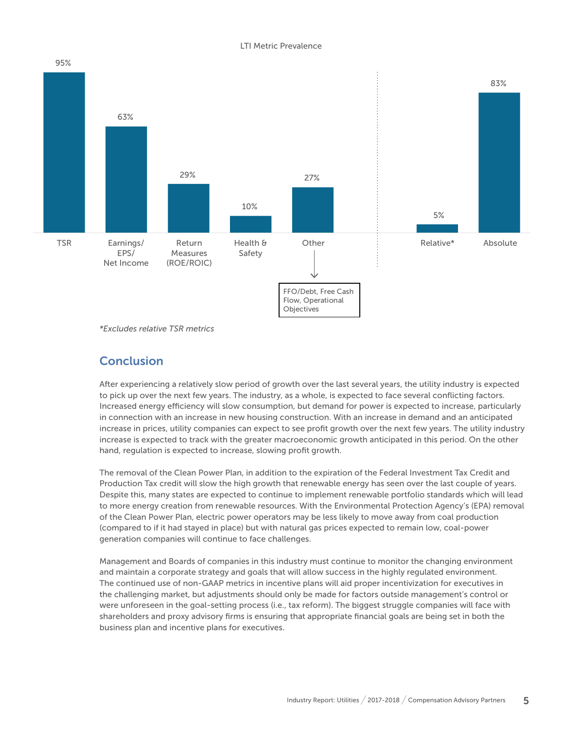LTI Metric Prevalence

| Metric | Prevalence |
|---|---|
| TSR | 95% |
| Earnings/ EPS/ Net Income | 63% |
| Return Measures (ROE/ROIC) | 29% |
| Health & Safety | 10% |
| Other | 27% |
| Relative* | 5% |
| Absolute | 83% |

Other: FFO/Debt, Free Cash Flow, Operational Objectives

*Excludes relative TSR metrics*

## Conclusion

After experiencing a relatively slow period of growth over the last several years, the utility industry is expected to pick up over the next few years. The industry, as a whole, is expected to face several conflicting factors. Increased energy efficiency will slow consumption, but demand for power is expected to increase, particularly in connection with an increase in new housing construction. With an increase in demand and an anticipated increase in prices, utility companies can expect to see profit growth over the next few years. The utility industry increase is expected to track with the greater macroeconomic growth anticipated in this period. On the other hand, regulation is expected to increase, slowing profit growth.

The removal of the Clean Power Plan, in addition to the expiration of the Federal Investment Tax Credit and Production Tax credit will slow the high growth that renewable energy has seen over the last couple of years. Despite this, many states are expected to continue to implement renewable portfolio standards which will lead to more energy creation from renewable resources. With the Environmental Protection Agency's (EPA) removal of the Clean Power Plan, electric power operators may be less likely to move away from coal production (compared to if it had stayed in place) but with natural gas prices expected to remain low, coal-power generation companies will continue to face challenges.

Management and Boards of companies in this industry must continue to monitor the changing environment and maintain a corporate strategy and goals that will allow success in the highly regulated environment. The continued use of non-GAAP metrics in incentive plans will aid proper incentivization for executives in the challenging market, but adjustments should only be made for factors outside management's control or were unforeseen in the goal-setting process (i.e., tax reform). The biggest struggle companies will face with shareholders and proxy advisory firms is ensuring that appropriate financial goals are being set in both the business plan and incentive plans for executives.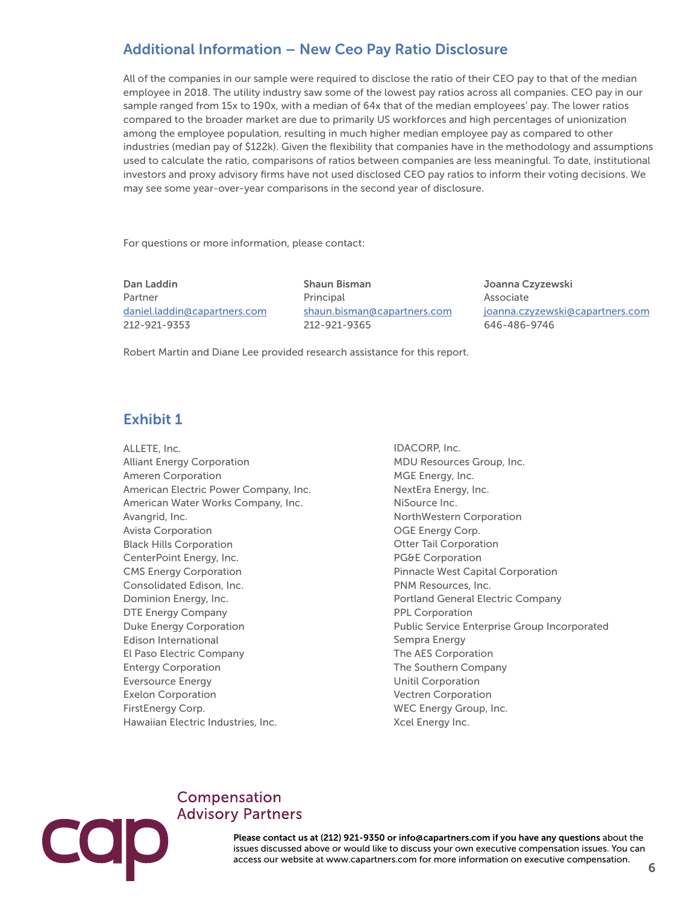## Additional Information – New Ceo Pay Ratio Disclosure

All of the companies in our sample were required to disclose the ratio of their CEO pay to that of the median employee in 2018. The utility industry saw some of the lowest pay ratios across all companies. CEO pay in our sample ranged from 15x to 190x, with a median of 64x that of the median employees' pay. The lower ratios compared to the broader market are due to primarily US workforces and high percentages of unionization among the employee population, resulting in much higher median employee pay as compared to other industries (median pay of $122k). Given the flexibility that companies have in the methodology and assumptions used to calculate the ratio, comparisons of ratios between companies are less meaningful. To date, institutional investors and proxy advisory firms have not used disclosed CEO pay ratios to inform their voting decisions. We may see some year-over-year comparisons in the second year of disclosure.

For questions or more information, please contact:

**Dan Laddin**
Partner
daniel.laddin@capartners.com
212-921-9353

**Shaun Bisman**
Principal
shaun.bisman@capartners.com
212-921-9365

**Joanna Czyzewski**
Associate
joanna.czyzewski@capartners.com
646-486-9746

Robert Martin and Diane Lee provided research assistance for this report.

## Exhibit 1

ALLETE, Inc.
Alliant Energy Corporation
Ameren Corporation
American Electric Power Company, Inc.
American Water Works Company, Inc.
Avangrid, Inc.
Avista Corporation
Black Hills Corporation
CenterPoint Energy, Inc.
CMS Energy Corporation
Consolidated Edison, Inc.
Dominion Energy, Inc.
DTE Energy Company
Duke Energy Corporation
Edison International
El Paso Electric Company
Entergy Corporation
Eversource Energy
Exelon Corporation
FirstEnergy Corp.
Hawaiian Electric Industries, Inc.
IDACORP, Inc.
MDU Resources Group, Inc.
MGE Energy, Inc.
NextEra Energy, Inc.
NiSource Inc.
NorthWestern Corporation
OGE Energy Corp.
Otter Tail Corporation
PG&E Corporation
Pinnacle West Capital Corporation
PNM Resources, Inc.
Portland General Electric Company
PPL Corporation
Public Service Enterprise Group Incorporated
Sempra Energy
The AES Corporation
The Southern Company
Unitil Corporation
Vectren Corporation
WEC Energy Group, Inc.
Xcel Energy Inc.

Compensation Advisory Partners

**Please contact us at (212) 921-9350 or info@capartners.com if you have any questions** about the issues discussed above or would like to discuss your own executive compensation issues. You can access our website at www.capartners.com for more information on executive compensation.